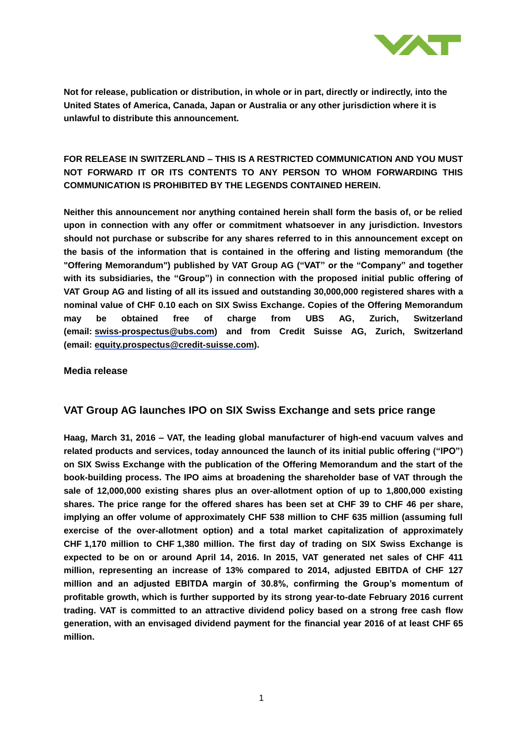**Not for release, publication or distribution, in whole or in part, directly or indirectly, into the United States of America, Canada, Japan or Australia or any other jurisdiction where it is unlawful to distribute this announcement.**

**FOR RELEASE IN SWITZERLAND – THIS IS A RESTRICTED COMMUNICATION AND YOU MUST NOT FORWARD IT OR ITS CONTENTS TO ANY PERSON TO WHOM FORWARDING THIS COMMUNICATION IS PROHIBITED BY THE LEGENDS CONTAINED HEREIN.**

**Neither this announcement nor anything contained herein shall form the basis of, or be relied upon in connection with any offer or commitment whatsoever in any jurisdiction. Investors should not purchase or subscribe for any shares referred to in this announcement except on the basis of the information that is contained in the offering and listing memorandum (the "Offering Memorandum") published by VAT Group AG ("VAT" or the "Company" and together with its subsidiaries, the "Group") in connection with the proposed initial public offering of VAT Group AG and listing of all its issued and outstanding 30,000,000 registered shares with a nominal value of CHF 0.10 each on SIX Swiss Exchange. Copies of the Offering Memorandum may be obtained free of charge from UBS AG, Zurich, Switzerland (email: swiss-prospectus@ubs.com) and from Credit Suisse AG, Zurich, Switzerland (email: equity.prospectus@credit-suisse.com).**

**Media release**

## VAT Group AG launches IPO on SIX Swiss Exchange and sets price range

**Haag, March 31, 2016 – VAT, the leading global manufacturer of high-end vacuum valves and related products and services, today announced the launch of its initial public offering ("IPO") on SIX Swiss Exchange with the publication of the Offering Memorandum and the start of the book-building process. The IPO aims at broadening the shareholder base of VAT through the sale of 12,000,000 existing shares plus an over-allotment option of up to 1,800,000 existing shares. The price range for the offered shares has been set at CHF 39 to CHF 46 per share, implying an offer volume of approximately CHF 538 million to CHF 635 million (assuming full exercise of the over-allotment option) and a total market capitalization of approximately CHF 1,170 million to CHF 1,380 million. The first day of trading on SIX Swiss Exchange is expected to be on or around April 14, 2016. In 2015, VAT generated net sales of CHF 411 million, representing an increase of 13% compared to 2014, adjusted EBITDA of CHF 127 million and an adjusted EBITDA margin of 30.8%, confirming the Group's momentum of profitable growth, which is further supported by its strong year-to-date February 2016 current trading. VAT is committed to an attractive dividend policy based on a strong free cash flow generation, with an envisaged dividend payment for the financial year 2016 of at least CHF 65 million.**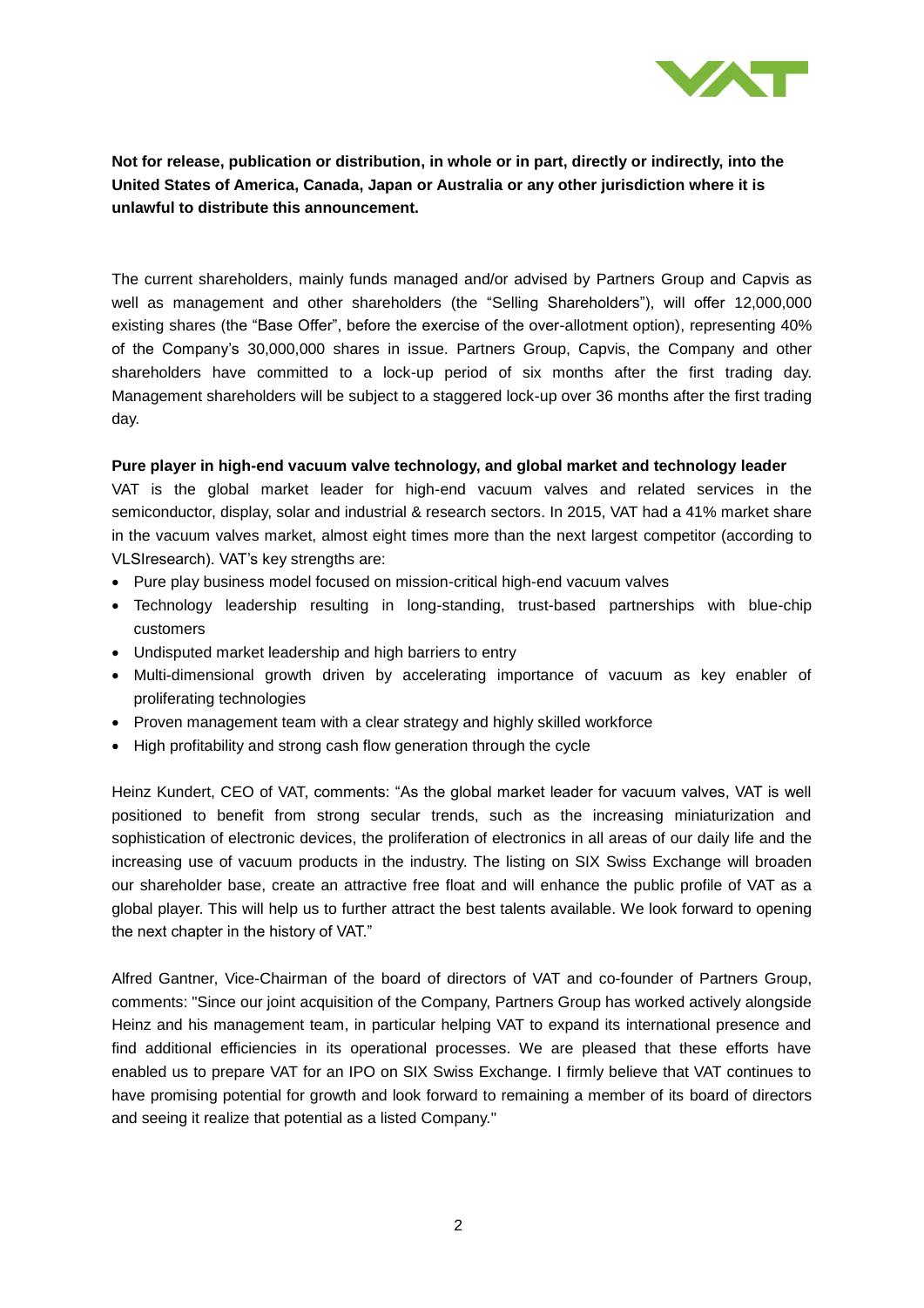**Not for release, publication or distribution, in whole or in part, directly or indirectly, into the United States of America, Canada, Japan or Australia or any other jurisdiction where it is unlawful to distribute this announcement.**

The current shareholders, mainly funds managed and/or advised by Partners Group and Capvis as well as management and other shareholders (the "Selling Shareholders"), will offer 12,000,000 existing shares (the "Base Offer", before the exercise of the over-allotment option), representing 40% of the Company's 30,000,000 shares in issue. Partners Group, Capvis, the Company and other shareholders have committed to a lock-up period of six months after the first trading day. Management shareholders will be subject to a staggered lock-up over 36 months after the first trading day.

**Pure player in high-end vacuum valve technology, and global market and technology leader**

VAT is the global market leader for high-end vacuum valves and related services in the semiconductor, display, solar and industrial & research sectors. In 2015, VAT had a 41% market share in the vacuum valves market, almost eight times more than the next largest competitor (according to VLSIresearch). VAT's key strengths are:

- Pure play business model focused on mission-critical high-end vacuum valves
- Technology leadership resulting in long-standing, trust-based partnerships with blue-chip customers
- Undisputed market leadership and high barriers to entry
- Multi-dimensional growth driven by accelerating importance of vacuum as key enabler of proliferating technologies
- Proven management team with a clear strategy and highly skilled workforce
- High profitability and strong cash flow generation through the cycle

Heinz Kundert, CEO of VAT, comments: "As the global market leader for vacuum valves, VAT is well positioned to benefit from strong secular trends, such as the increasing miniaturization and sophistication of electronic devices, the proliferation of electronics in all areas of our daily life and the increasing use of vacuum products in the industry. The listing on SIX Swiss Exchange will broaden our shareholder base, create an attractive free float and will enhance the public profile of VAT as a global player. This will help us to further attract the best talents available. We look forward to opening the next chapter in the history of VAT."

Alfred Gantner, Vice-Chairman of the board of directors of VAT and co-founder of Partners Group, comments: "Since our joint acquisition of the Company, Partners Group has worked actively alongside Heinz and his management team, in particular helping VAT to expand its international presence and find additional efficiencies in its operational processes. We are pleased that these efforts have enabled us to prepare VAT for an IPO on SIX Swiss Exchange. I firmly believe that VAT continues to have promising potential for growth and look forward to remaining a member of its board of directors and seeing it realize that potential as a listed Company."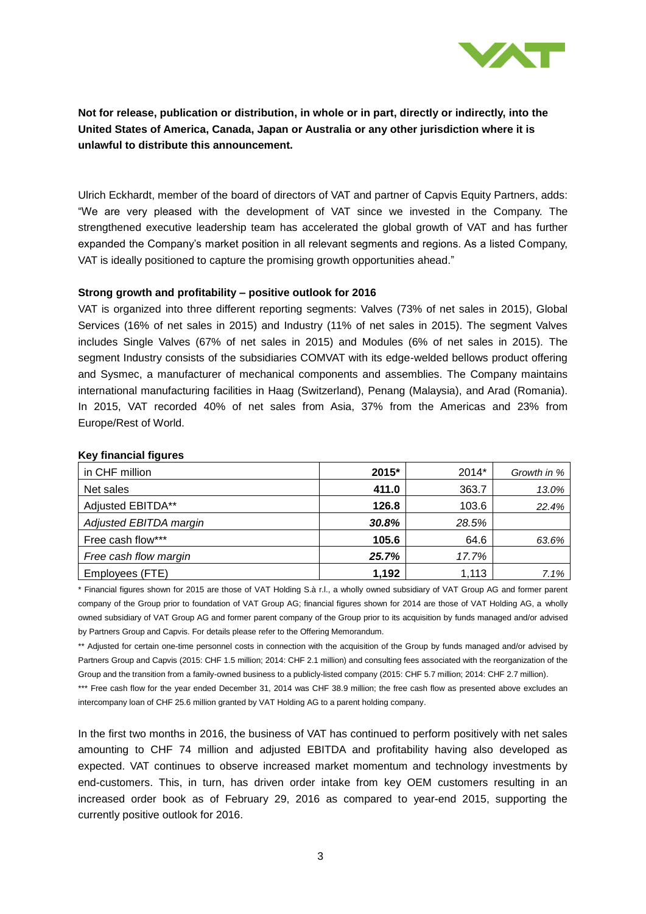**Not for release, publication or distribution, in whole or in part, directly or indirectly, into the United States of America, Canada, Japan or Australia or any other jurisdiction where it is unlawful to distribute this announcement.**

Ulrich Eckhardt, member of the board of directors of VAT and partner of Capvis Equity Partners, adds: "We are very pleased with the development of VAT since we invested in the Company. The strengthened executive leadership team has accelerated the global growth of VAT and has further expanded the Company's market position in all relevant segments and regions. As a listed Company, VAT is ideally positioned to capture the promising growth opportunities ahead."

**Strong growth and profitability – positive outlook for 2016**

VAT is organized into three different reporting segments: Valves (73% of net sales in 2015), Global Services (16% of net sales in 2015) and Industry (11% of net sales in 2015). The segment Valves includes Single Valves (67% of net sales in 2015) and Modules (6% of net sales in 2015). The segment Industry consists of the subsidiaries COMVAT with its edge-welded bellows product offering and Sysmec, a manufacturer of mechanical components and assemblies. The Company maintains international manufacturing facilities in Haag (Switzerland), Penang (Malaysia), and Arad (Romania). In 2015, VAT recorded 40% of net sales from Asia, 37% from the Americas and 23% from Europe/Rest of World.

**Key financial figures**

| in CHF million | **2015*** | 2014* | *Growth in %* |
|---|---|---|---|
| Net sales | **411.0** | 363.7 | *13.0%* |
| Adjusted EBITDA** | **126.8** | 103.6 | *22.4%* |
| *Adjusted EBITDA margin* | ***30.8%*** | *28.5%* | |
| Free cash flow*** | **105.6** | 64.6 | *63.6%* |
| *Free cash flow margin* | ***25.7%*** | *17.7%* | |
| Employees (FTE) | **1,192** | 1,113 | *7.1%* |

\* Financial figures shown for 2015 are those of VAT Holding S.à r.l., a wholly owned subsidiary of VAT Group AG and former parent company of the Group prior to foundation of VAT Group AG; financial figures shown for 2014 are those of VAT Holding AG, a wholly owned subsidiary of VAT Group AG and former parent company of the Group prior to its acquisition by funds managed and/or advised by Partners Group and Capvis. For details please refer to the Offering Memorandum.

\** Adjusted for certain one-time personnel costs in connection with the acquisition of the Group by funds managed and/or advised by Partners Group and Capvis (2015: CHF 1.5 million; 2014: CHF 2.1 million) and consulting fees associated with the reorganization of the Group and the transition from a family-owned business to a publicly-listed company (2015: CHF 5.7 million; 2014: CHF 2.7 million).

\*** Free cash flow for the year ended December 31, 2014 was CHF 38.9 million; the free cash flow as presented above excludes an intercompany loan of CHF 25.6 million granted by VAT Holding AG to a parent holding company.

In the first two months in 2016, the business of VAT has continued to perform positively with net sales amounting to CHF 74 million and adjusted EBITDA and profitability having also developed as expected. VAT continues to observe increased market momentum and technology investments by end-customers. This, in turn, has driven order intake from key OEM customers resulting in an increased order book as of February 29, 2016 as compared to year-end 2015, supporting the currently positive outlook for 2016.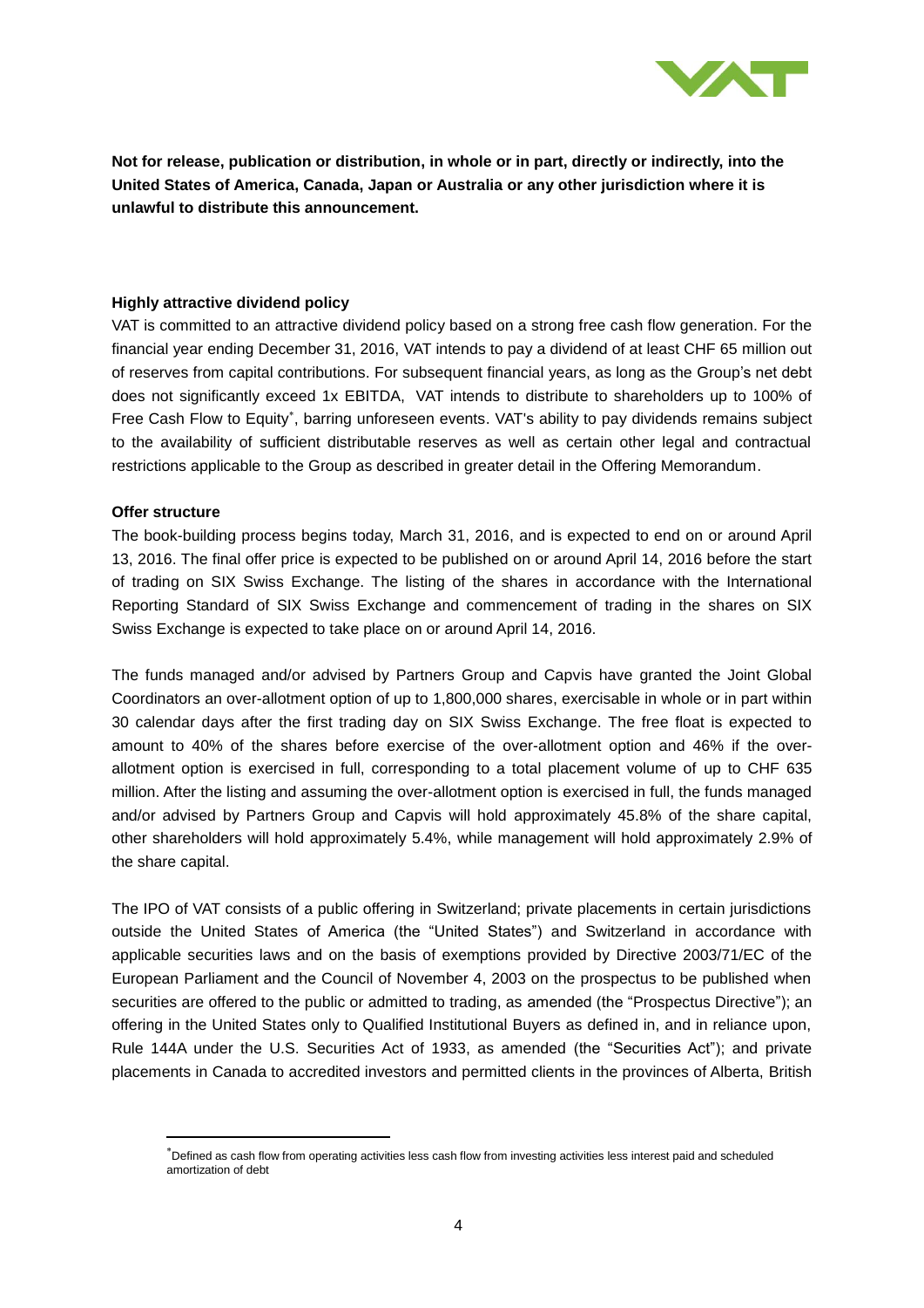**Not for release, publication or distribution, in whole or in part, directly or indirectly, into the United States of America, Canada, Japan or Australia or any other jurisdiction where it is unlawful to distribute this announcement.**

**Highly attractive dividend policy**

VAT is committed to an attractive dividend policy based on a strong free cash flow generation. For the financial year ending December 31, 2016, VAT intends to pay a dividend of at least CHF 65 million out of reserves from capital contributions. For subsequent financial years, as long as the Group's net debt does not significantly exceed 1x EBITDA, VAT intends to distribute to shareholders up to 100% of Free Cash Flow to Equity*, barring unforeseen events. VAT's ability to pay dividends remains subject to the availability of sufficient distributable reserves as well as certain other legal and contractual restrictions applicable to the Group as described in greater detail in the Offering Memorandum.

**Offer structure**

The book-building process begins today, March 31, 2016, and is expected to end on or around April 13, 2016. The final offer price is expected to be published on or around April 14, 2016 before the start of trading on SIX Swiss Exchange. The listing of the shares in accordance with the International Reporting Standard of SIX Swiss Exchange and commencement of trading in the shares on SIX Swiss Exchange is expected to take place on or around April 14, 2016.

The funds managed and/or advised by Partners Group and Capvis have granted the Joint Global Coordinators an over-allotment option of up to 1,800,000 shares, exercisable in whole or in part within 30 calendar days after the first trading day on SIX Swiss Exchange. The free float is expected to amount to 40% of the shares before exercise of the over-allotment option and 46% if the over-allotment option is exercised in full, corresponding to a total placement volume of up to CHF 635 million. After the listing and assuming the over-allotment option is exercised in full, the funds managed and/or advised by Partners Group and Capvis will hold approximately 45.8% of the share capital, other shareholders will hold approximately 5.4%, while management will hold approximately 2.9% of the share capital.

The IPO of VAT consists of a public offering in Switzerland; private placements in certain jurisdictions outside the United States of America (the "United States") and Switzerland in accordance with applicable securities laws and on the basis of exemptions provided by Directive 2003/71/EC of the European Parliament and the Council of November 4, 2003 on the prospectus to be published when securities are offered to the public or admitted to trading, as amended (the "Prospectus Directive"); an offering in the United States only to Qualified Institutional Buyers as defined in, and in reliance upon, Rule 144A under the U.S. Securities Act of 1933, as amended (the "Securities Act"); and private placements in Canada to accredited investors and permitted clients in the provinces of Alberta, British

---

*Defined as cash flow from operating activities less cash flow from investing activities less interest paid and scheduled amortization of debt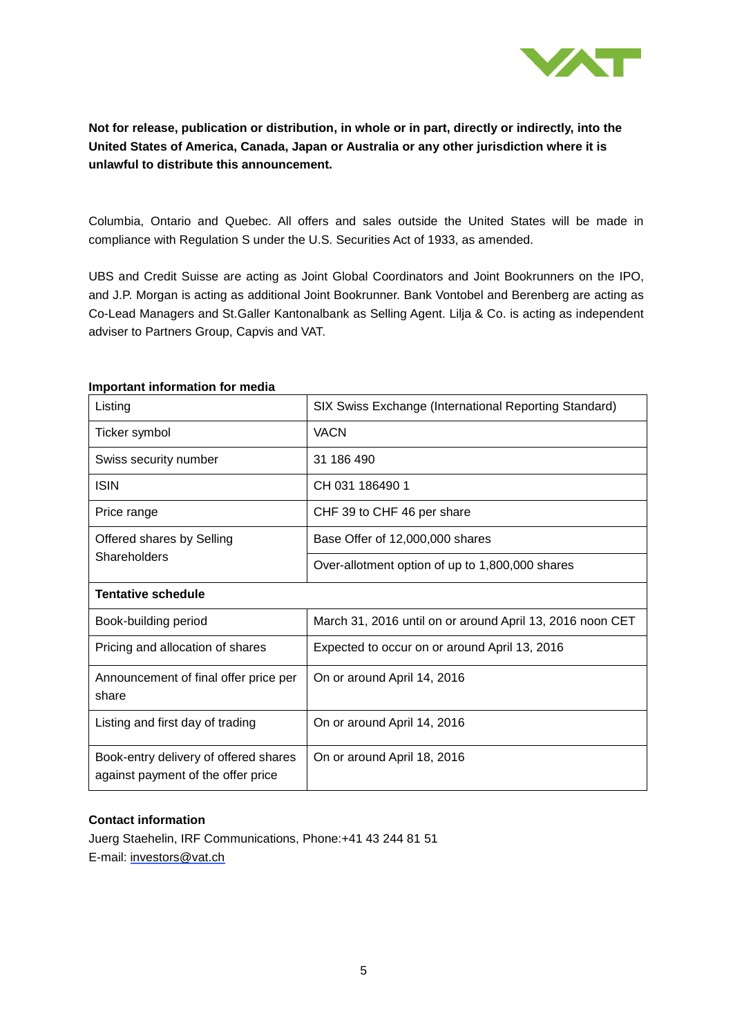**Not for release, publication or distribution, in whole or in part, directly or indirectly, into the United States of America, Canada, Japan or Australia or any other jurisdiction where it is unlawful to distribute this announcement.**

Columbia, Ontario and Quebec. All offers and sales outside the United States will be made in compliance with Regulation S under the U.S. Securities Act of 1933, as amended.

UBS and Credit Suisse are acting as Joint Global Coordinators and Joint Bookrunners on the IPO, and J.P. Morgan is acting as additional Joint Bookrunner. Bank Vontobel and Berenberg are acting as Co-Lead Managers and St.Galler Kantonalbank as Selling Agent. Lilja & Co. is acting as independent adviser to Partners Group, Capvis and VAT.

**Important information for media**

| Listing | SIX Swiss Exchange (International Reporting Standard) |
|---|---|
| Ticker symbol | VACN |
| Swiss security number | 31 186 490 |
| ISIN | CH 031 186490 1 |
| Price range | CHF 39 to CHF 46 per share |
| Offered shares by Selling Shareholders | Base Offer of 12,000,000 shares |
| | Over-allotment option of up to 1,800,000 shares |
| **Tentative schedule** | |
| Book-building period | March 31, 2016 until on or around April 13, 2016 noon CET |
| Pricing and allocation of shares | Expected to occur on or around April 13, 2016 |
| Announcement of final offer price per share | On or around April 14, 2016 |
| Listing and first day of trading | On or around April 14, 2016 |
| Book-entry delivery of offered shares against payment of the offer price | On or around April 18, 2016 |

**Contact information**

Juerg Staehelin, IRF Communications, Phone:+41 43 244 81 51
E-mail: investors@vat.ch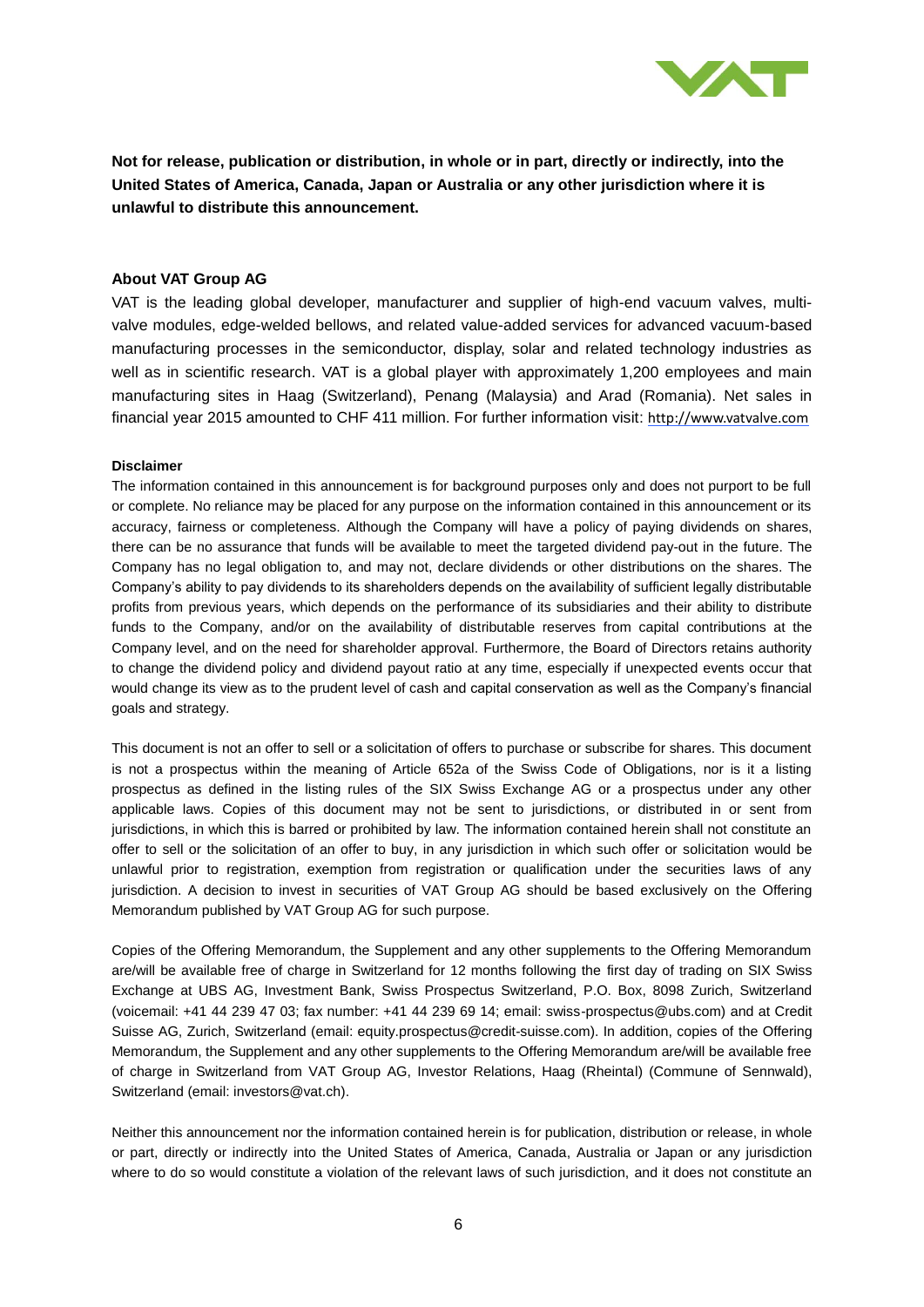**Not for release, publication or distribution, in whole or in part, directly or indirectly, into the United States of America, Canada, Japan or Australia or any other jurisdiction where it is unlawful to distribute this announcement.**

### About VAT Group AG

VAT is the leading global developer, manufacturer and supplier of high-end vacuum valves, multi-valve modules, edge-welded bellows, and related value-added services for advanced vacuum-based manufacturing processes in the semiconductor, display, solar and related technology industries as well as in scientific research. VAT is a global player with approximately 1,200 employees and main manufacturing sites in Haag (Switzerland), Penang (Malaysia) and Arad (Romania). Net sales in financial year 2015 amounted to CHF 411 million. For further information visit: http://www.vatvalve.com

#### Disclaimer

The information contained in this announcement is for background purposes only and does not purport to be full or complete. No reliance may be placed for any purpose on the information contained in this announcement or its accuracy, fairness or completeness. Although the Company will have a policy of paying dividends on shares, there can be no assurance that funds will be available to meet the targeted dividend pay-out in the future. The Company has no legal obligation to, and may not, declare dividends or other distributions on the shares. The Company's ability to pay dividends to its shareholders depends on the availability of sufficient legally distributable profits from previous years, which depends on the performance of its subsidiaries and their ability to distribute funds to the Company, and/or on the availability of distributable reserves from capital contributions at the Company level, and on the need for shareholder approval. Furthermore, the Board of Directors retains authority to change the dividend policy and dividend payout ratio at any time, especially if unexpected events occur that would change its view as to the prudent level of cash and capital conservation as well as the Company's financial goals and strategy.

This document is not an offer to sell or a solicitation of offers to purchase or subscribe for shares. This document is not a prospectus within the meaning of Article 652a of the Swiss Code of Obligations, nor is it a listing prospectus as defined in the listing rules of the SIX Swiss Exchange AG or a prospectus under any other applicable laws. Copies of this document may not be sent to jurisdictions, or distributed in or sent from jurisdictions, in which this is barred or prohibited by law. The information contained herein shall not constitute an offer to sell or the solicitation of an offer to buy, in any jurisdiction in which such offer or solicitation would be unlawful prior to registration, exemption from registration or qualification under the securities laws of any jurisdiction. A decision to invest in securities of VAT Group AG should be based exclusively on the Offering Memorandum published by VAT Group AG for such purpose.

Copies of the Offering Memorandum, the Supplement and any other supplements to the Offering Memorandum are/will be available free of charge in Switzerland for 12 months following the first day of trading on SIX Swiss Exchange at UBS AG, Investment Bank, Swiss Prospectus Switzerland, P.O. Box, 8098 Zurich, Switzerland (voicemail: +41 44 239 47 03; fax number: +41 44 239 69 14; email: swiss-prospectus@ubs.com) and at Credit Suisse AG, Zurich, Switzerland (email: equity.prospectus@credit-suisse.com). In addition, copies of the Offering Memorandum, the Supplement and any other supplements to the Offering Memorandum are/will be available free of charge in Switzerland from VAT Group AG, Investor Relations, Haag (Rheintal) (Commune of Sennwald), Switzerland (email: investors@vat.ch).

Neither this announcement nor the information contained herein is for publication, distribution or release, in whole or part, directly or indirectly into the United States of America, Canada, Australia or Japan or any jurisdiction where to do so would constitute a violation of the relevant laws of such jurisdiction, and it does not constitute an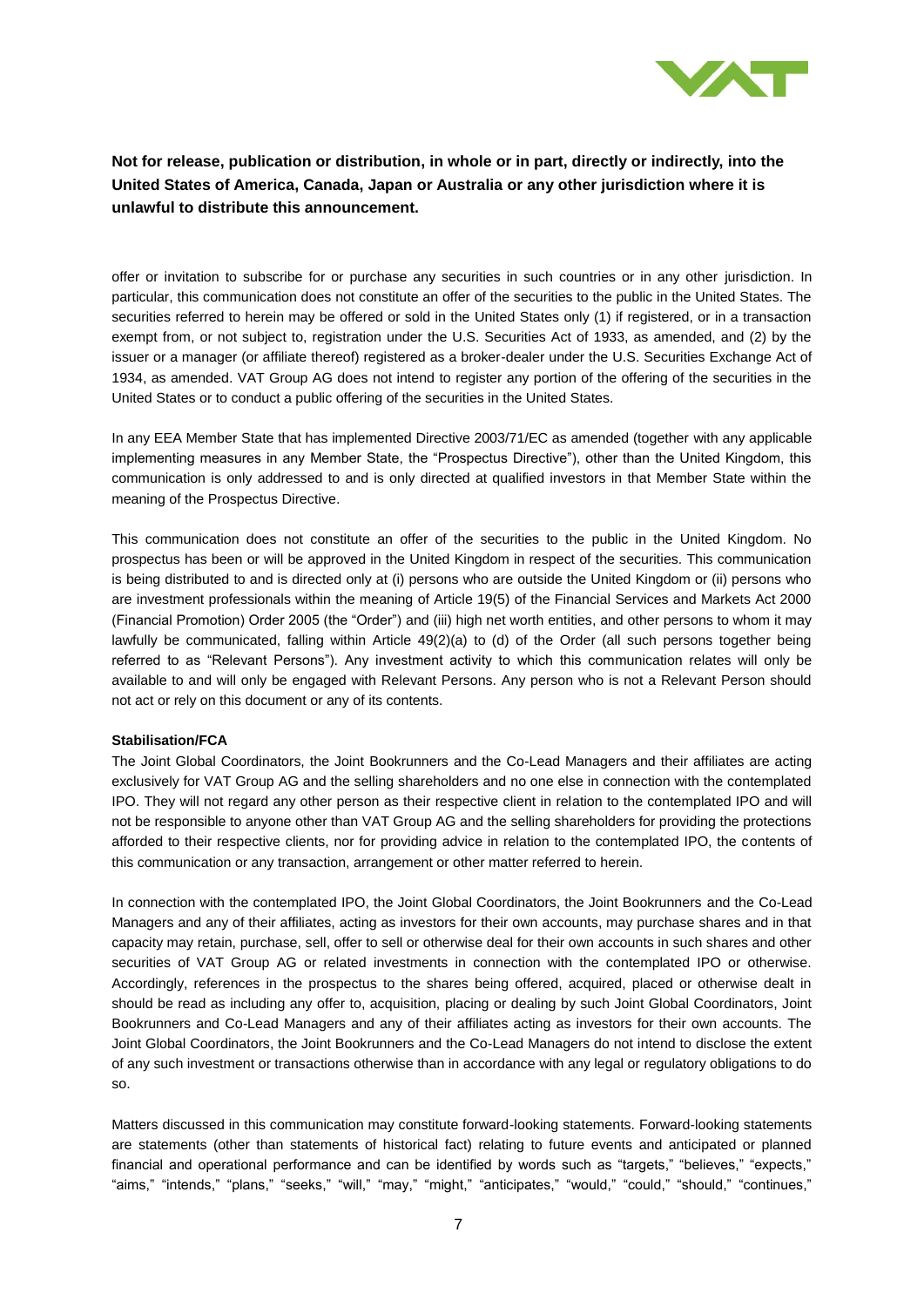**Not for release, publication or distribution, in whole or in part, directly or indirectly, into the United States of America, Canada, Japan or Australia or any other jurisdiction where it is unlawful to distribute this announcement.**

offer or invitation to subscribe for or purchase any securities in such countries or in any other jurisdiction. In particular, this communication does not constitute an offer of the securities to the public in the United States. The securities referred to herein may be offered or sold in the United States only (1) if registered, or in a transaction exempt from, or not subject to, registration under the U.S. Securities Act of 1933, as amended, and (2) by the issuer or a manager (or affiliate thereof) registered as a broker-dealer under the U.S. Securities Exchange Act of 1934, as amended. VAT Group AG does not intend to register any portion of the offering of the securities in the United States or to conduct a public offering of the securities in the United States.

In any EEA Member State that has implemented Directive 2003/71/EC as amended (together with any applicable implementing measures in any Member State, the "Prospectus Directive"), other than the United Kingdom, this communication is only addressed to and is only directed at qualified investors in that Member State within the meaning of the Prospectus Directive.

This communication does not constitute an offer of the securities to the public in the United Kingdom. No prospectus has been or will be approved in the United Kingdom in respect of the securities. This communication is being distributed to and is directed only at (i) persons who are outside the United Kingdom or (ii) persons who are investment professionals within the meaning of Article 19(5) of the Financial Services and Markets Act 2000 (Financial Promotion) Order 2005 (the "Order") and (iii) high net worth entities, and other persons to whom it may lawfully be communicated, falling within Article 49(2)(a) to (d) of the Order (all such persons together being referred to as "Relevant Persons"). Any investment activity to which this communication relates will only be available to and will only be engaged with Relevant Persons. Any person who is not a Relevant Person should not act or rely on this document or any of its contents.

**Stabilisation/FCA**

The Joint Global Coordinators, the Joint Bookrunners and the Co-Lead Managers and their affiliates are acting exclusively for VAT Group AG and the selling shareholders and no one else in connection with the contemplated IPO. They will not regard any other person as their respective client in relation to the contemplated IPO and will not be responsible to anyone other than VAT Group AG and the selling shareholders for providing the protections afforded to their respective clients, nor for providing advice in relation to the contemplated IPO, the contents of this communication or any transaction, arrangement or other matter referred to herein.

In connection with the contemplated IPO, the Joint Global Coordinators, the Joint Bookrunners and the Co-Lead Managers and any of their affiliates, acting as investors for their own accounts, may purchase shares and in that capacity may retain, purchase, sell, offer to sell or otherwise deal for their own accounts in such shares and other securities of VAT Group AG or related investments in connection with the contemplated IPO or otherwise. Accordingly, references in the prospectus to the shares being offered, acquired, placed or otherwise dealt in should be read as including any offer to, acquisition, placing or dealing by such Joint Global Coordinators, Joint Bookrunners and Co-Lead Managers and any of their affiliates acting as investors for their own accounts. The Joint Global Coordinators, the Joint Bookrunners and the Co-Lead Managers do not intend to disclose the extent of any such investment or transactions otherwise than in accordance with any legal or regulatory obligations to do so.

Matters discussed in this communication may constitute forward-looking statements. Forward-looking statements are statements (other than statements of historical fact) relating to future events and anticipated or planned financial and operational performance and can be identified by words such as "targets," "believes," "expects," "aims," "intends," "plans," "seeks," "will," "may," "might," "anticipates," "would," "could," "should," "continues,"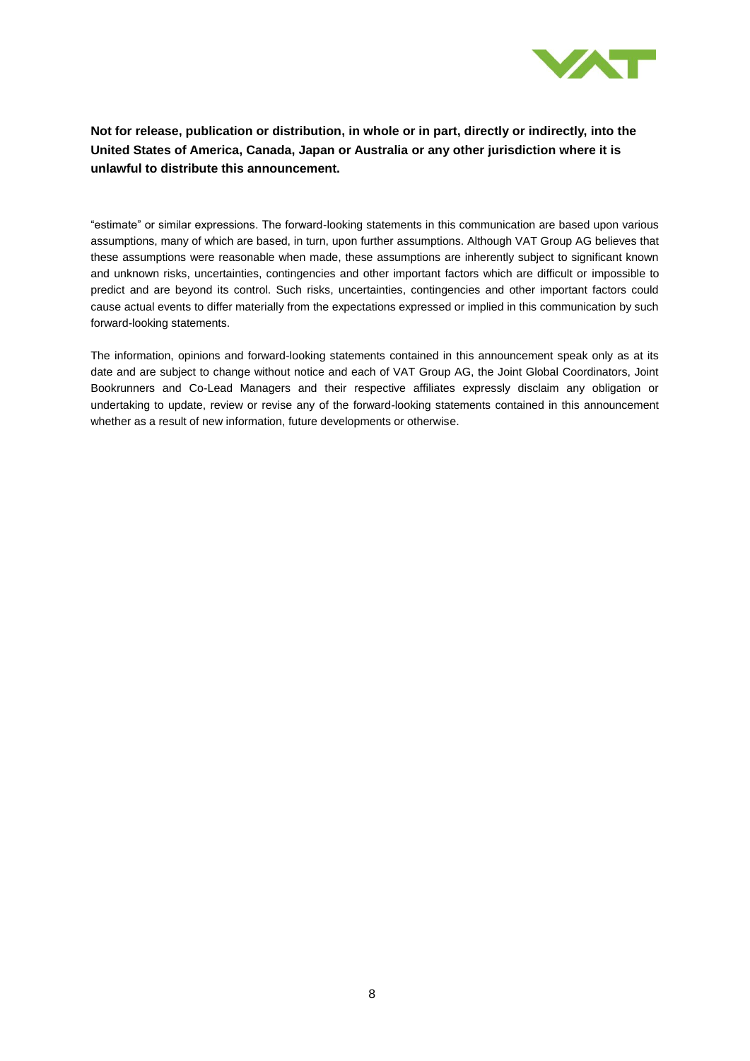**Not for release, publication or distribution, in whole or in part, directly or indirectly, into the United States of America, Canada, Japan or Australia or any other jurisdiction where it is unlawful to distribute this announcement.**

"estimate" or similar expressions. The forward-looking statements in this communication are based upon various assumptions, many of which are based, in turn, upon further assumptions. Although VAT Group AG believes that these assumptions were reasonable when made, these assumptions are inherently subject to significant known and unknown risks, uncertainties, contingencies and other important factors which are difficult or impossible to predict and are beyond its control. Such risks, uncertainties, contingencies and other important factors could cause actual events to differ materially from the expectations expressed or implied in this communication by such forward-looking statements.

The information, opinions and forward-looking statements contained in this announcement speak only as at its date and are subject to change without notice and each of VAT Group AG, the Joint Global Coordinators, Joint Bookrunners and Co-Lead Managers and their respective affiliates expressly disclaim any obligation or undertaking to update, review or revise any of the forward-looking statements contained in this announcement whether as a result of new information, future developments or otherwise.